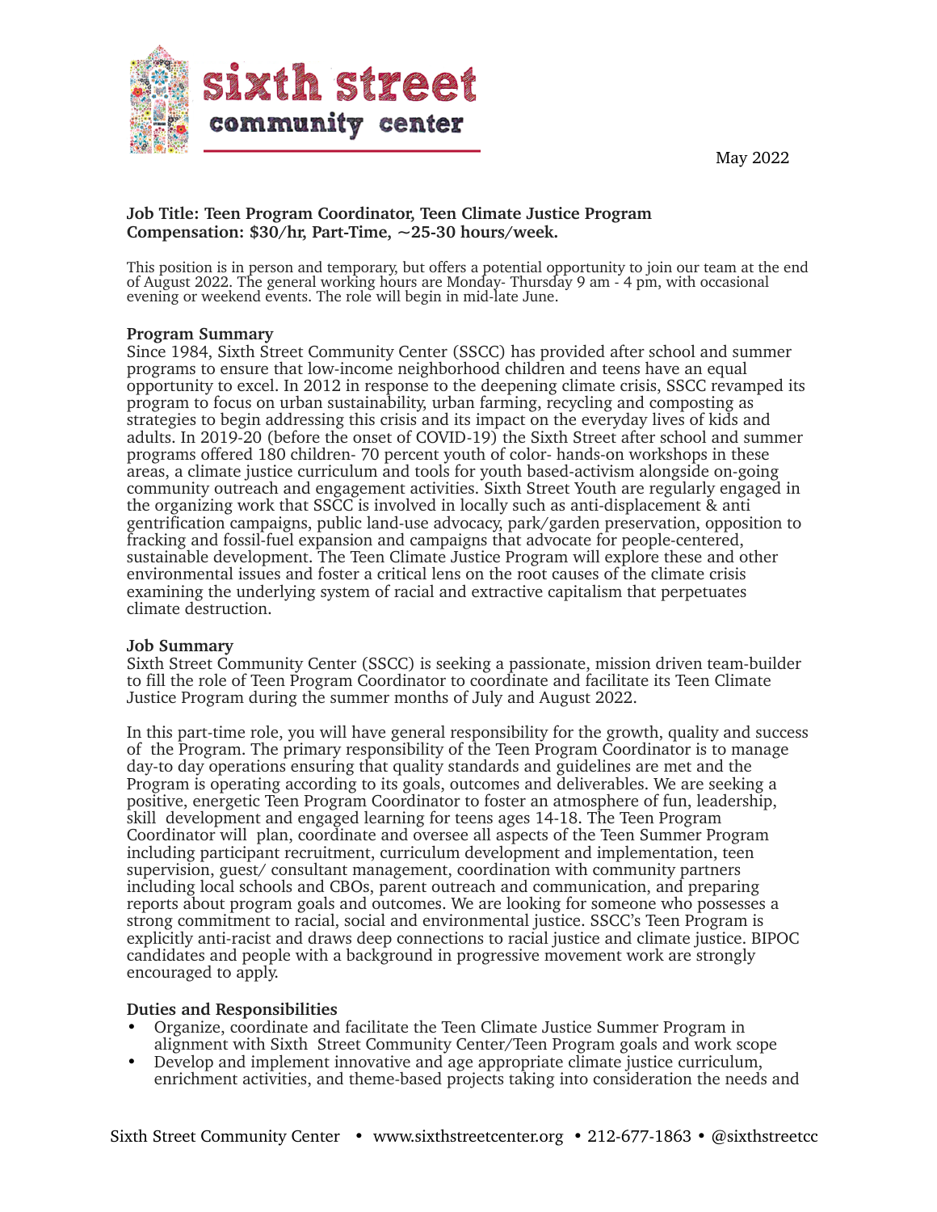# sixth street community center

May 2022

**Job Title: Teen Program Coordinator, Teen Climate Justice Program**
**Compensation: $30/hr, Part-Time, ~25-30 hours/week.**

This position is in person and temporary, but offers a potential opportunity to join our team at the end of August 2022. The general working hours are Monday- Thursday 9 am - 4 pm, with occasional evening or weekend events. The role will begin in mid-late June.

**Program Summary**

Since 1984, Sixth Street Community Center (SSCC) has provided after school and summer programs to ensure that low-income neighborhood children and teens have an equal opportunity to excel. In 2012 in response to the deepening climate crisis, SSCC revamped its program to focus on urban sustainability, urban farming, recycling and composting as strategies to begin addressing this crisis and its impact on the everyday lives of kids and adults. In 2019-20 (before the onset of COVID-19) the Sixth Street after school and summer programs offered 180 children- 70 percent youth of color- hands-on workshops in these areas, a climate justice curriculum and tools for youth based-activism alongside on-going community outreach and engagement activities. Sixth Street Youth are regularly engaged in the organizing work that SSCC is involved in locally such as anti-displacement & anti gentrification campaigns, public land-use advocacy, park/garden preservation, opposition to fracking and fossil-fuel expansion and campaigns that advocate for people-centered, sustainable development. The Teen Climate Justice Program will explore these and other environmental issues and foster a critical lens on the root causes of the climate crisis examining the underlying system of racial and extractive capitalism that perpetuates climate destruction.

**Job Summary**

Sixth Street Community Center (SSCC) is seeking a passionate, mission driven team-builder to fill the role of Teen Program Coordinator to coordinate and facilitate its Teen Climate Justice Program during the summer months of July and August 2022.

In this part-time role, you will have general responsibility for the growth, quality and success of the Program. The primary responsibility of the Teen Program Coordinator is to manage day-to day operations ensuring that quality standards and guidelines are met and the Program is operating according to its goals, outcomes and deliverables. We are seeking a positive, energetic Teen Program Coordinator to foster an atmosphere of fun, leadership, skill development and engaged learning for teens ages 14-18. The Teen Program Coordinator will plan, coordinate and oversee all aspects of the Teen Summer Program including participant recruitment, curriculum development and implementation, teen supervision, guest/ consultant management, coordination with community partners including local schools and CBOs, parent outreach and communication, and preparing reports about program goals and outcomes. We are looking for someone who possesses a strong commitment to racial, social and environmental justice. SSCC's Teen Program is explicitly anti-racist and draws deep connections to racial justice and climate justice. BIPOC candidates and people with a background in progressive movement work are strongly encouraged to apply.

**Duties and Responsibilities**

- Organize, coordinate and facilitate the Teen Climate Justice Summer Program in alignment with Sixth Street Community Center/Teen Program goals and work scope
- Develop and implement innovative and age appropriate climate justice curriculum, enrichment activities, and theme-based projects taking into consideration the needs and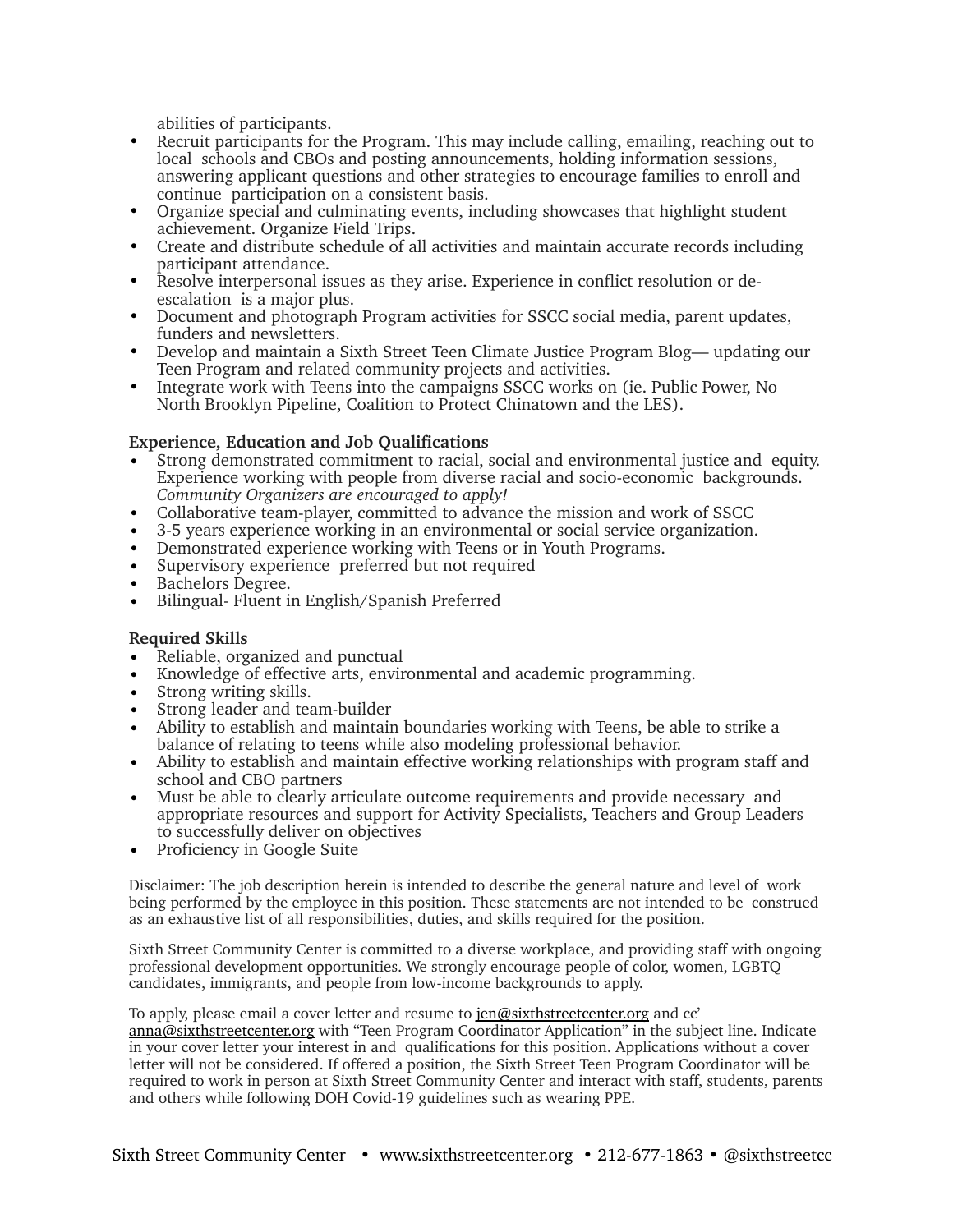abilities of participants.

- Recruit participants for the Program. This may include calling, emailing, reaching out to local schools and CBOs and posting announcements, holding information sessions, answering applicant questions and other strategies to encourage families to enroll and continue participation on a consistent basis.
- Organize special and culminating events, including showcases that highlight student achievement. Organize Field Trips.
- Create and distribute schedule of all activities and maintain accurate records including participant attendance.
- Resolve interpersonal issues as they arise. Experience in conflict resolution or de-escalation is a major plus.
- Document and photograph Program activities for SSCC social media, parent updates, funders and newsletters.
- Develop and maintain a Sixth Street Teen Climate Justice Program Blog— updating our Teen Program and related community projects and activities.
- Integrate work with Teens into the campaigns SSCC works on (ie. Public Power, No North Brooklyn Pipeline, Coalition to Protect Chinatown and the LES).

**Experience, Education and Job Qualifications**

- Strong demonstrated commitment to racial, social and environmental justice and equity. Experience working with people from diverse racial and socio-economic backgrounds. *Community Organizers are encouraged to apply!*
- Collaborative team-player, committed to advance the mission and work of SSCC
- 3-5 years experience working in an environmental or social service organization.
- Demonstrated experience working with Teens or in Youth Programs.
- Supervisory experience preferred but not required
- Bachelors Degree.
- Bilingual- Fluent in English/Spanish Preferred

**Required Skills**

- Reliable, organized and punctual
- Knowledge of effective arts, environmental and academic programming.
- Strong writing skills.
- Strong leader and team-builder
- Ability to establish and maintain boundaries working with Teens, be able to strike a balance of relating to teens while also modeling professional behavior.
- Ability to establish and maintain effective working relationships with program staff and school and CBO partners
- Must be able to clearly articulate outcome requirements and provide necessary and appropriate resources and support for Activity Specialists, Teachers and Group Leaders to successfully deliver on objectives
- Proficiency in Google Suite

Disclaimer: The job description herein is intended to describe the general nature and level of work being performed by the employee in this position. These statements are not intended to be construed as an exhaustive list of all responsibilities, duties, and skills required for the position.

Sixth Street Community Center is committed to a diverse workplace, and providing staff with ongoing professional development opportunities. We strongly encourage people of color, women, LGBTQ candidates, immigrants, and people from low-income backgrounds to apply.

To apply, please email a cover letter and resume to jen@sixthstreetcenter.org and cc' anna@sixthstreetcenter.org with "Teen Program Coordinator Application" in the subject line. Indicate in your cover letter your interest in and qualifications for this position. Applications without a cover letter will not be considered. If offered a position, the Sixth Street Teen Program Coordinator will be required to work in person at Sixth Street Community Center and interact with staff, students, parents and others while following DOH Covid-19 guidelines such as wearing PPE.